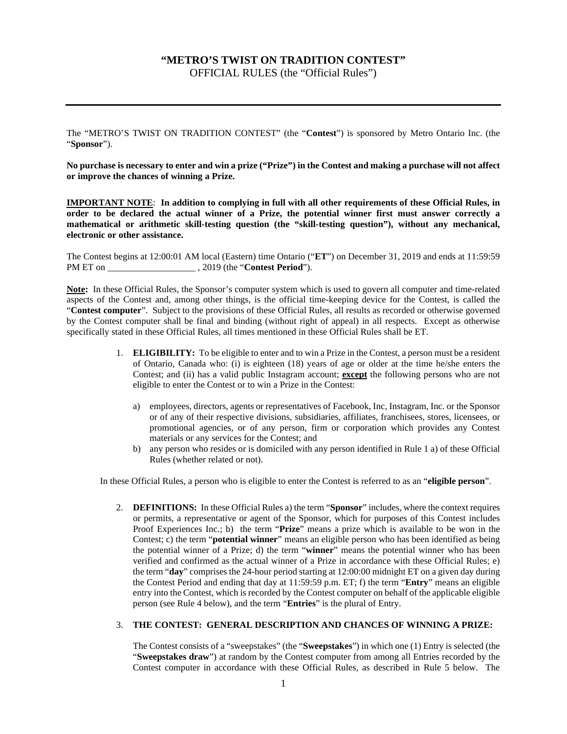# "METRO'S TWIST ON TRADITION CONTEST"

OFFICIAL RULES (the "Official Rules")

---

The "METRO'S TWIST ON TRADITION CONTEST" (the "**Contest**") is sponsored by Metro Ontario Inc. (the "**Sponsor**").

**No purchase is necessary to enter and win a prize ("Prize") in the Contest and making a purchase will not affect or improve the chances of winning a Prize.**

**IMPORTANT NOTE**: **In addition to complying in full with all other requirements of these Official Rules, in order to be declared the actual winner of a Prize, the potential winner first must answer correctly a mathematical or arithmetic skill-testing question (the "skill-testing question"), without any mechanical, electronic or other assistance.**

The Contest begins at 12:00:01 AM local (Eastern) time Ontario ("**ET**") on December 31, 2019 and ends at 11:59:59 PM ET on ___________________ , 2019 (the "**Contest Period**").

**Note:** In these Official Rules, the Sponsor's computer system which is used to govern all computer and time-related aspects of the Contest and, among other things, is the official time-keeping device for the Contest, is called the "**Contest computer**". Subject to the provisions of these Official Rules, all results as recorded or otherwise governed by the Contest computer shall be final and binding (without right of appeal) in all respects. Except as otherwise specifically stated in these Official Rules, all times mentioned in these Official Rules shall be ET.

1. **ELIGIBILITY:** To be eligible to enter and to win a Prize in the Contest, a person must be a resident of Ontario, Canada who: (i) is eighteen (18) years of age or older at the time he/she enters the Contest; and (ii) has a valid public Instagram account; **except** the following persons who are not eligible to enter the Contest or to win a Prize in the Contest:

   a) employees, directors, agents or representatives of Facebook, Inc, Instagram, Inc. or the Sponsor or of any of their respective divisions, subsidiaries, affiliates, franchisees, stores, licensees, or promotional agencies, or of any person, firm or corporation which provides any Contest materials or any services for the Contest; and
   b) any person who resides or is domiciled with any person identified in Rule 1 a) of these Official Rules (whether related or not).

In these Official Rules, a person who is eligible to enter the Contest is referred to as an "**eligible person**".

2. **DEFINITIONS:** In these Official Rules a) the term "**Sponsor**" includes, where the context requires or permits, a representative or agent of the Sponsor, which for purposes of this Contest includes Proof Experiences Inc.; b) the term "**Prize**" means a prize which is available to be won in the Contest; c) the term "**potential winner**" means an eligible person who has been identified as being the potential winner of a Prize; d) the term "**winner**" means the potential winner who has been verified and confirmed as the actual winner of a Prize in accordance with these Official Rules; e) the term "**day**" comprises the 24-hour period starting at 12:00:00 midnight ET on a given day during the Contest Period and ending that day at 11:59:59 p.m. ET; f) the term "**Entry**" means an eligible entry into the Contest, which is recorded by the Contest computer on behalf of the applicable eligible person (see Rule 4 below), and the term "**Entries**" is the plural of Entry.

3. **THE CONTEST: GENERAL DESCRIPTION AND CHANCES OF WINNING A PRIZE:**

   The Contest consists of a "sweepstakes" (the "**Sweepstakes**") in which one (1) Entry is selected (the "**Sweepstakes draw**") at random by the Contest computer from among all Entries recorded by the Contest computer in accordance with these Official Rules, as described in Rule 5 below. The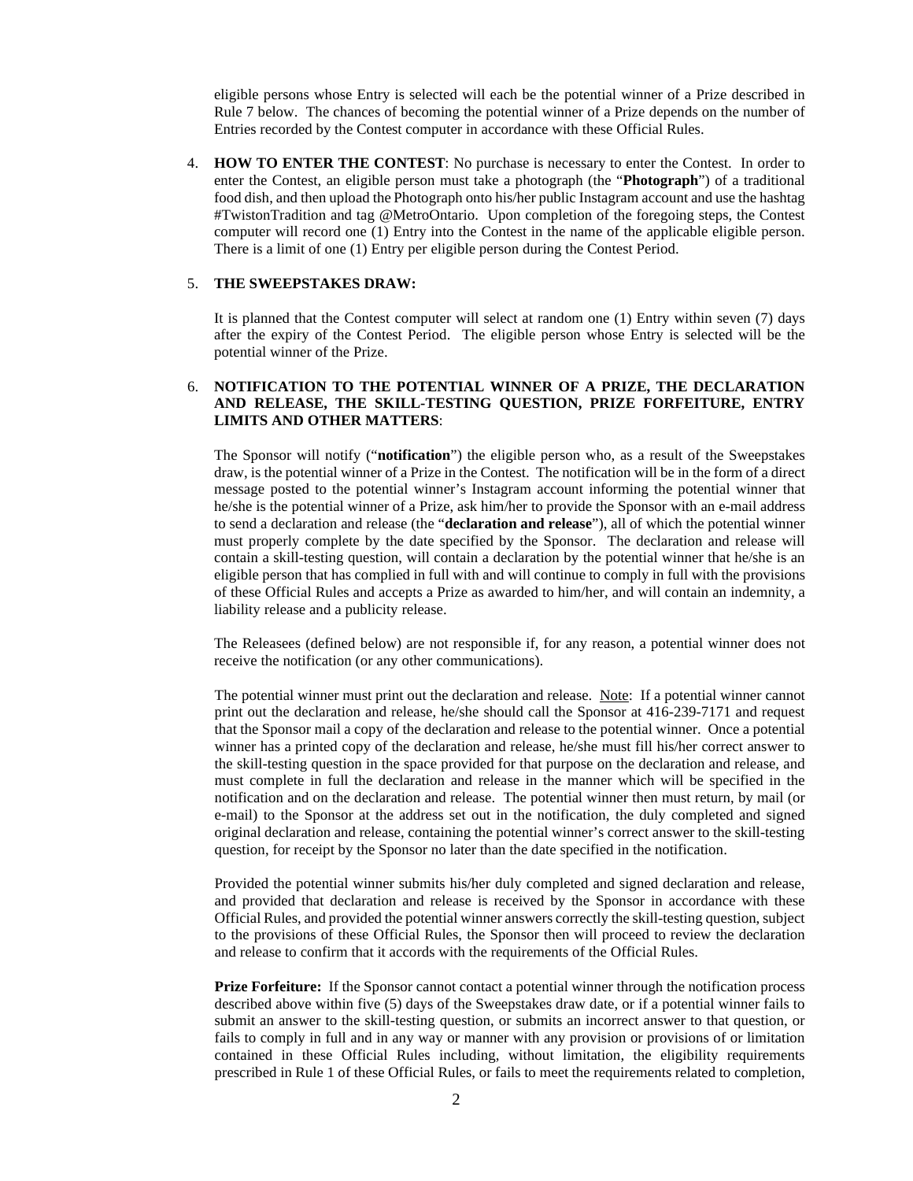eligible persons whose Entry is selected will each be the potential winner of a Prize described in Rule 7 below. The chances of becoming the potential winner of a Prize depends on the number of Entries recorded by the Contest computer in accordance with these Official Rules.

4. **HOW TO ENTER THE CONTEST**: No purchase is necessary to enter the Contest. In order to enter the Contest, an eligible person must take a photograph (the "**Photograph**") of a traditional food dish, and then upload the Photograph onto his/her public Instagram account and use the hashtag #TwistonTradition and tag @MetroOntario. Upon completion of the foregoing steps, the Contest computer will record one (1) Entry into the Contest in the name of the applicable eligible person. There is a limit of one (1) Entry per eligible person during the Contest Period.

5. **THE SWEEPSTAKES DRAW:**

   It is planned that the Contest computer will select at random one (1) Entry within seven (7) days after the expiry of the Contest Period. The eligible person whose Entry is selected will be the potential winner of the Prize.

6. **NOTIFICATION TO THE POTENTIAL WINNER OF A PRIZE, THE DECLARATION AND RELEASE, THE SKILL-TESTING QUESTION, PRIZE FORFEITURE, ENTRY LIMITS AND OTHER MATTERS**:

   The Sponsor will notify ("**notification**") the eligible person who, as a result of the Sweepstakes draw, is the potential winner of a Prize in the Contest. The notification will be in the form of a direct message posted to the potential winner's Instagram account informing the potential winner that he/she is the potential winner of a Prize, ask him/her to provide the Sponsor with an e-mail address to send a declaration and release (the "**declaration and release**"), all of which the potential winner must properly complete by the date specified by the Sponsor. The declaration and release will contain a skill-testing question, will contain a declaration by the potential winner that he/she is an eligible person that has complied in full with and will continue to comply in full with the provisions of these Official Rules and accepts a Prize as awarded to him/her, and will contain an indemnity, a liability release and a publicity release.

   The Releasees (defined below) are not responsible if, for any reason, a potential winner does not receive the notification (or any other communications).

   The potential winner must print out the declaration and release. Note: If a potential winner cannot print out the declaration and release, he/she should call the Sponsor at 416-239-7171 and request that the Sponsor mail a copy of the declaration and release to the potential winner. Once a potential winner has a printed copy of the declaration and release, he/she must fill his/her correct answer to the skill-testing question in the space provided for that purpose on the declaration and release, and must complete in full the declaration and release in the manner which will be specified in the notification and on the declaration and release. The potential winner then must return, by mail (or e-mail) to the Sponsor at the address set out in the notification, the duly completed and signed original declaration and release, containing the potential winner's correct answer to the skill-testing question, for receipt by the Sponsor no later than the date specified in the notification.

   Provided the potential winner submits his/her duly completed and signed declaration and release, and provided that declaration and release is received by the Sponsor in accordance with these Official Rules, and provided the potential winner answers correctly the skill-testing question, subject to the provisions of these Official Rules, the Sponsor then will proceed to review the declaration and release to confirm that it accords with the requirements of the Official Rules.

   **Prize Forfeiture:** If the Sponsor cannot contact a potential winner through the notification process described above within five (5) days of the Sweepstakes draw date, or if a potential winner fails to submit an answer to the skill-testing question, or submits an incorrect answer to that question, or fails to comply in full and in any way or manner with any provision or provisions of or limitation contained in these Official Rules including, without limitation, the eligibility requirements prescribed in Rule 1 of these Official Rules, or fails to meet the requirements related to completion,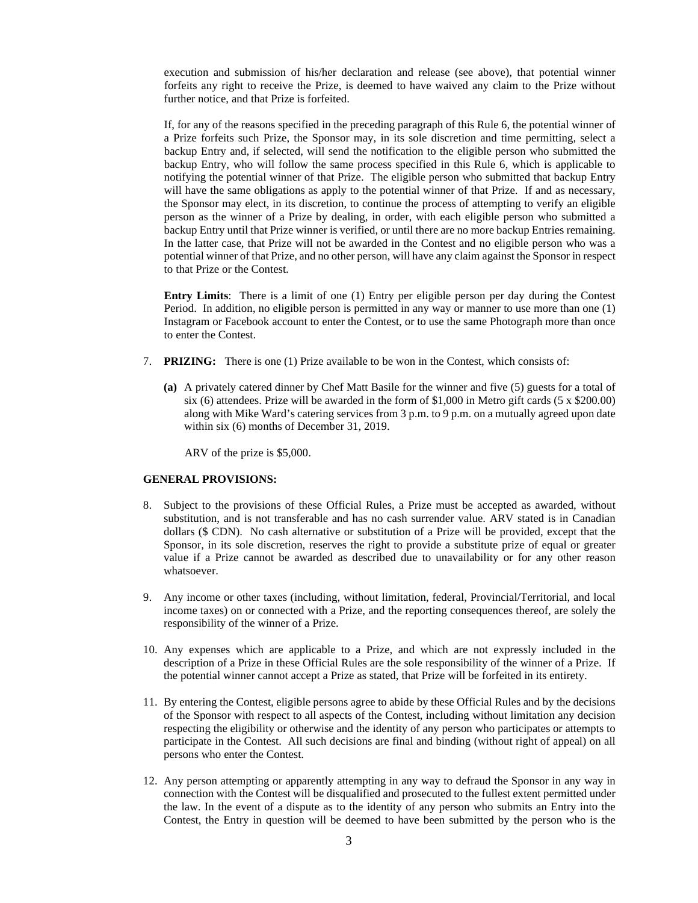execution and submission of his/her declaration and release (see above), that potential winner forfeits any right to receive the Prize, is deemed to have waived any claim to the Prize without further notice, and that Prize is forfeited.

If, for any of the reasons specified in the preceding paragraph of this Rule 6, the potential winner of a Prize forfeits such Prize, the Sponsor may, in its sole discretion and time permitting, select a backup Entry and, if selected, will send the notification to the eligible person who submitted the backup Entry, who will follow the same process specified in this Rule 6, which is applicable to notifying the potential winner of that Prize. The eligible person who submitted that backup Entry will have the same obligations as apply to the potential winner of that Prize. If and as necessary, the Sponsor may elect, in its discretion, to continue the process of attempting to verify an eligible person as the winner of a Prize by dealing, in order, with each eligible person who submitted a backup Entry until that Prize winner is verified, or until there are no more backup Entries remaining. In the latter case, that Prize will not be awarded in the Contest and no eligible person who was a potential winner of that Prize, and no other person, will have any claim against the Sponsor in respect to that Prize or the Contest.

**Entry Limits**: There is a limit of one (1) Entry per eligible person per day during the Contest Period. In addition, no eligible person is permitted in any way or manner to use more than one (1) Instagram or Facebook account to enter the Contest, or to use the same Photograph more than once to enter the Contest.

7. **PRIZING:** There is one (1) Prize available to be won in the Contest, which consists of:

   **(a)** A privately catered dinner by Chef Matt Basile for the winner and five (5) guests for a total of six (6) attendees. Prize will be awarded in the form of $1,000 in Metro gift cards (5 x $200.00) along with Mike Ward's catering services from 3 p.m. to 9 p.m. on a mutually agreed upon date within six (6) months of December 31, 2019.

   ARV of the prize is $5,000.

**GENERAL PROVISIONS:**

8. Subject to the provisions of these Official Rules, a Prize must be accepted as awarded, without substitution, and is not transferable and has no cash surrender value. ARV stated is in Canadian dollars ($ CDN). No cash alternative or substitution of a Prize will be provided, except that the Sponsor, in its sole discretion, reserves the right to provide a substitute prize of equal or greater value if a Prize cannot be awarded as described due to unavailability or for any other reason whatsoever.

9. Any income or other taxes (including, without limitation, federal, Provincial/Territorial, and local income taxes) on or connected with a Prize, and the reporting consequences thereof, are solely the responsibility of the winner of a Prize.

10. Any expenses which are applicable to a Prize, and which are not expressly included in the description of a Prize in these Official Rules are the sole responsibility of the winner of a Prize. If the potential winner cannot accept a Prize as stated, that Prize will be forfeited in its entirety.

11. By entering the Contest, eligible persons agree to abide by these Official Rules and by the decisions of the Sponsor with respect to all aspects of the Contest, including without limitation any decision respecting the eligibility or otherwise and the identity of any person who participates or attempts to participate in the Contest. All such decisions are final and binding (without right of appeal) on all persons who enter the Contest.

12. Any person attempting or apparently attempting in any way to defraud the Sponsor in any way in connection with the Contest will be disqualified and prosecuted to the fullest extent permitted under the law. In the event of a dispute as to the identity of any person who submits an Entry into the Contest, the Entry in question will be deemed to have been submitted by the person who is the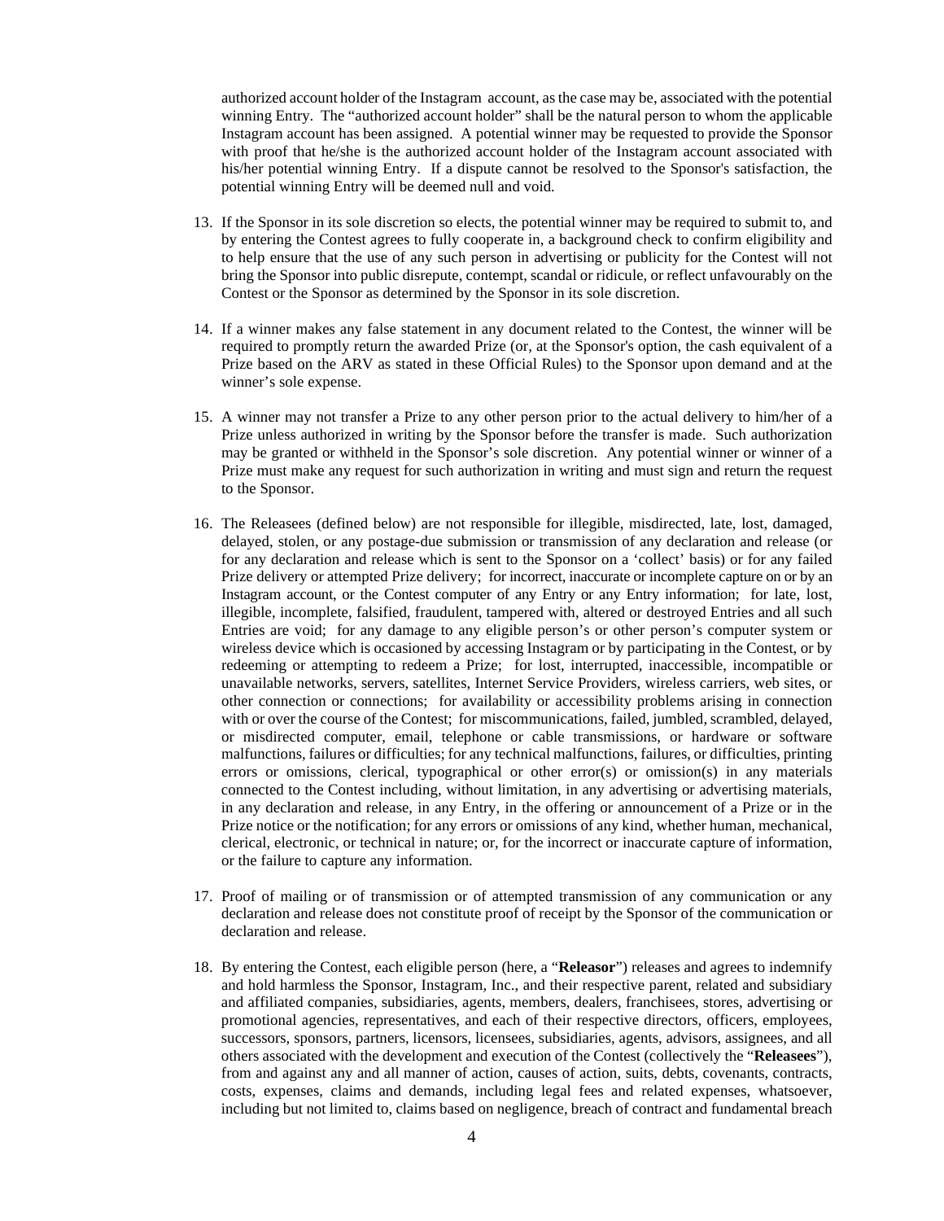authorized account holder of the Instagram account, as the case may be, associated with the potential winning Entry. The "authorized account holder" shall be the natural person to whom the applicable Instagram account has been assigned. A potential winner may be requested to provide the Sponsor with proof that he/she is the authorized account holder of the Instagram account associated with his/her potential winning Entry. If a dispute cannot be resolved to the Sponsor's satisfaction, the potential winning Entry will be deemed null and void.

13. If the Sponsor in its sole discretion so elects, the potential winner may be required to submit to, and by entering the Contest agrees to fully cooperate in, a background check to confirm eligibility and to help ensure that the use of any such person in advertising or publicity for the Contest will not bring the Sponsor into public disrepute, contempt, scandal or ridicule, or reflect unfavourably on the Contest or the Sponsor as determined by the Sponsor in its sole discretion.

14. If a winner makes any false statement in any document related to the Contest, the winner will be required to promptly return the awarded Prize (or, at the Sponsor's option, the cash equivalent of a Prize based on the ARV as stated in these Official Rules) to the Sponsor upon demand and at the winner's sole expense.

15. A winner may not transfer a Prize to any other person prior to the actual delivery to him/her of a Prize unless authorized in writing by the Sponsor before the transfer is made. Such authorization may be granted or withheld in the Sponsor's sole discretion. Any potential winner or winner of a Prize must make any request for such authorization in writing and must sign and return the request to the Sponsor.

16. The Releasees (defined below) are not responsible for illegible, misdirected, late, lost, damaged, delayed, stolen, or any postage-due submission or transmission of any declaration and release (or for any declaration and release which is sent to the Sponsor on a 'collect' basis) or for any failed Prize delivery or attempted Prize delivery; for incorrect, inaccurate or incomplete capture on or by an Instagram account, or the Contest computer of any Entry or any Entry information; for late, lost, illegible, incomplete, falsified, fraudulent, tampered with, altered or destroyed Entries and all such Entries are void; for any damage to any eligible person's or other person's computer system or wireless device which is occasioned by accessing Instagram or by participating in the Contest, or by redeeming or attempting to redeem a Prize; for lost, interrupted, inaccessible, incompatible or unavailable networks, servers, satellites, Internet Service Providers, wireless carriers, web sites, or other connection or connections; for availability or accessibility problems arising in connection with or over the course of the Contest; for miscommunications, failed, jumbled, scrambled, delayed, or misdirected computer, email, telephone or cable transmissions, or hardware or software malfunctions, failures or difficulties; for any technical malfunctions, failures, or difficulties, printing errors or omissions, clerical, typographical or other error(s) or omission(s) in any materials connected to the Contest including, without limitation, in any advertising or advertising materials, in any declaration and release, in any Entry, in the offering or announcement of a Prize or in the Prize notice or the notification; for any errors or omissions of any kind, whether human, mechanical, clerical, electronic, or technical in nature; or, for the incorrect or inaccurate capture of information, or the failure to capture any information.

17. Proof of mailing or of transmission or of attempted transmission of any communication or any declaration and release does not constitute proof of receipt by the Sponsor of the communication or declaration and release.

18. By entering the Contest, each eligible person (here, a "**Releasor**") releases and agrees to indemnify and hold harmless the Sponsor, Instagram, Inc., and their respective parent, related and subsidiary and affiliated companies, subsidiaries, agents, members, dealers, franchisees, stores, advertising or promotional agencies, representatives, and each of their respective directors, officers, employees, successors, sponsors, partners, licensors, licensees, subsidiaries, agents, advisors, assignees, and all others associated with the development and execution of the Contest (collectively the "**Releasees**"), from and against any and all manner of action, causes of action, suits, debts, covenants, contracts, costs, expenses, claims and demands, including legal fees and related expenses, whatsoever, including but not limited to, claims based on negligence, breach of contract and fundamental breach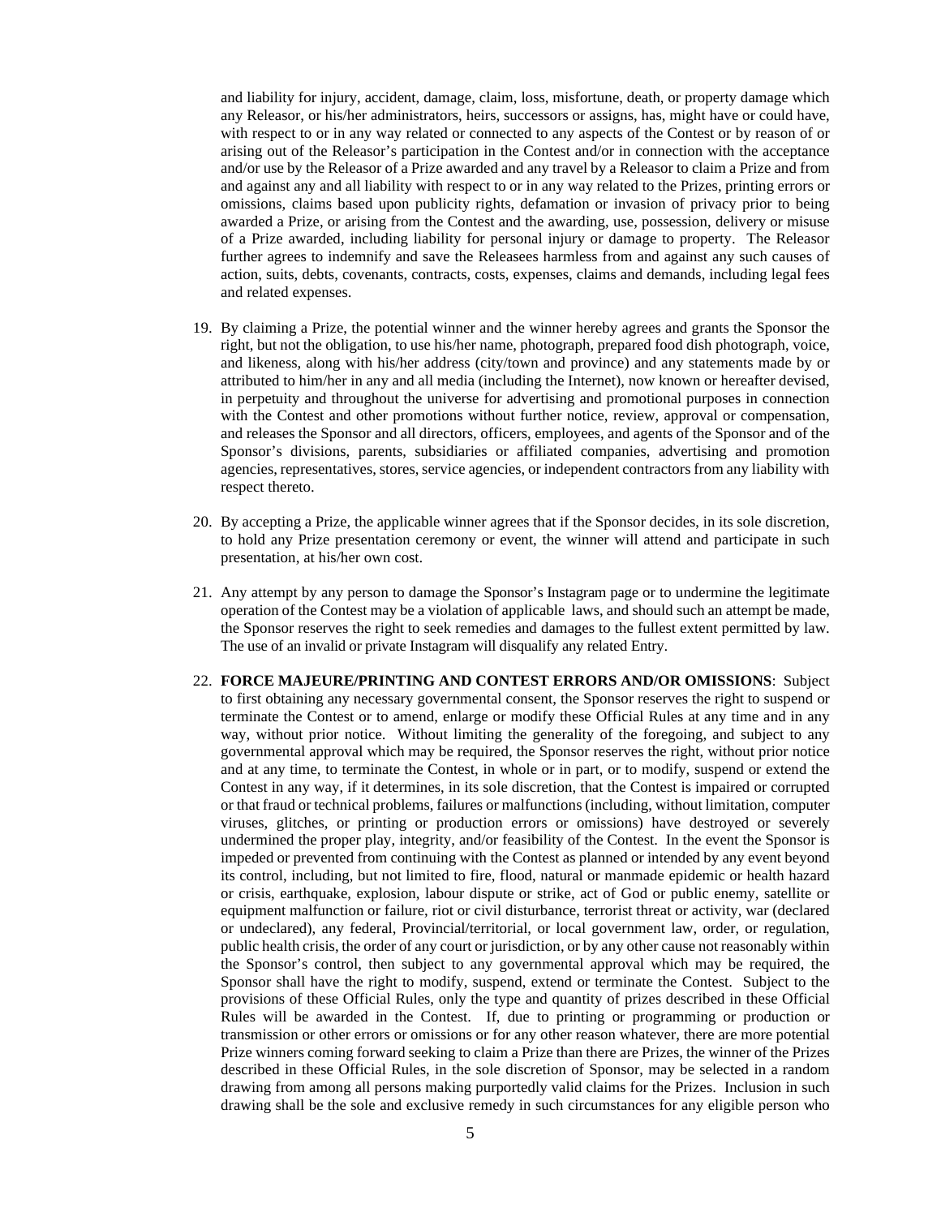and liability for injury, accident, damage, claim, loss, misfortune, death, or property damage which any Releasor, or his/her administrators, heirs, successors or assigns, has, might have or could have, with respect to or in any way related or connected to any aspects of the Contest or by reason of or arising out of the Releasor's participation in the Contest and/or in connection with the acceptance and/or use by the Releasor of a Prize awarded and any travel by a Releasor to claim a Prize and from and against any and all liability with respect to or in any way related to the Prizes, printing errors or omissions, claims based upon publicity rights, defamation or invasion of privacy prior to being awarded a Prize, or arising from the Contest and the awarding, use, possession, delivery or misuse of a Prize awarded, including liability for personal injury or damage to property. The Releasor further agrees to indemnify and save the Releasees harmless from and against any such causes of action, suits, debts, covenants, contracts, costs, expenses, claims and demands, including legal fees and related expenses.

19. By claiming a Prize, the potential winner and the winner hereby agrees and grants the Sponsor the right, but not the obligation, to use his/her name, photograph, prepared food dish photograph, voice, and likeness, along with his/her address (city/town and province) and any statements made by or attributed to him/her in any and all media (including the Internet), now known or hereafter devised, in perpetuity and throughout the universe for advertising and promotional purposes in connection with the Contest and other promotions without further notice, review, approval or compensation, and releases the Sponsor and all directors, officers, employees, and agents of the Sponsor and of the Sponsor's divisions, parents, subsidiaries or affiliated companies, advertising and promotion agencies, representatives, stores, service agencies, or independent contractors from any liability with respect thereto.

20. By accepting a Prize, the applicable winner agrees that if the Sponsor decides, in its sole discretion, to hold any Prize presentation ceremony or event, the winner will attend and participate in such presentation, at his/her own cost.

21. Any attempt by any person to damage the Sponsor's Instagram page or to undermine the legitimate operation of the Contest may be a violation of applicable laws, and should such an attempt be made, the Sponsor reserves the right to seek remedies and damages to the fullest extent permitted by law. The use of an invalid or private Instagram will disqualify any related Entry.

22. **FORCE MAJEURE/PRINTING AND CONTEST ERRORS AND/OR OMISSIONS**: Subject to first obtaining any necessary governmental consent, the Sponsor reserves the right to suspend or terminate the Contest or to amend, enlarge or modify these Official Rules at any time and in any way, without prior notice. Without limiting the generality of the foregoing, and subject to any governmental approval which may be required, the Sponsor reserves the right, without prior notice and at any time, to terminate the Contest, in whole or in part, or to modify, suspend or extend the Contest in any way, if it determines, in its sole discretion, that the Contest is impaired or corrupted or that fraud or technical problems, failures or malfunctions (including, without limitation, computer viruses, glitches, or printing or production errors or omissions) have destroyed or severely undermined the proper play, integrity, and/or feasibility of the Contest. In the event the Sponsor is impeded or prevented from continuing with the Contest as planned or intended by any event beyond its control, including, but not limited to fire, flood, natural or manmade epidemic or health hazard or crisis, earthquake, explosion, labour dispute or strike, act of God or public enemy, satellite or equipment malfunction or failure, riot or civil disturbance, terrorist threat or activity, war (declared or undeclared), any federal, Provincial/territorial, or local government law, order, or regulation, public health crisis, the order of any court or jurisdiction, or by any other cause not reasonably within the Sponsor's control, then subject to any governmental approval which may be required, the Sponsor shall have the right to modify, suspend, extend or terminate the Contest. Subject to the provisions of these Official Rules, only the type and quantity of prizes described in these Official Rules will be awarded in the Contest. If, due to printing or programming or production or transmission or other errors or omissions or for any other reason whatever, there are more potential Prize winners coming forward seeking to claim a Prize than there are Prizes, the winner of the Prizes described in these Official Rules, in the sole discretion of Sponsor, may be selected in a random drawing from among all persons making purportedly valid claims for the Prizes. Inclusion in such drawing shall be the sole and exclusive remedy in such circumstances for any eligible person who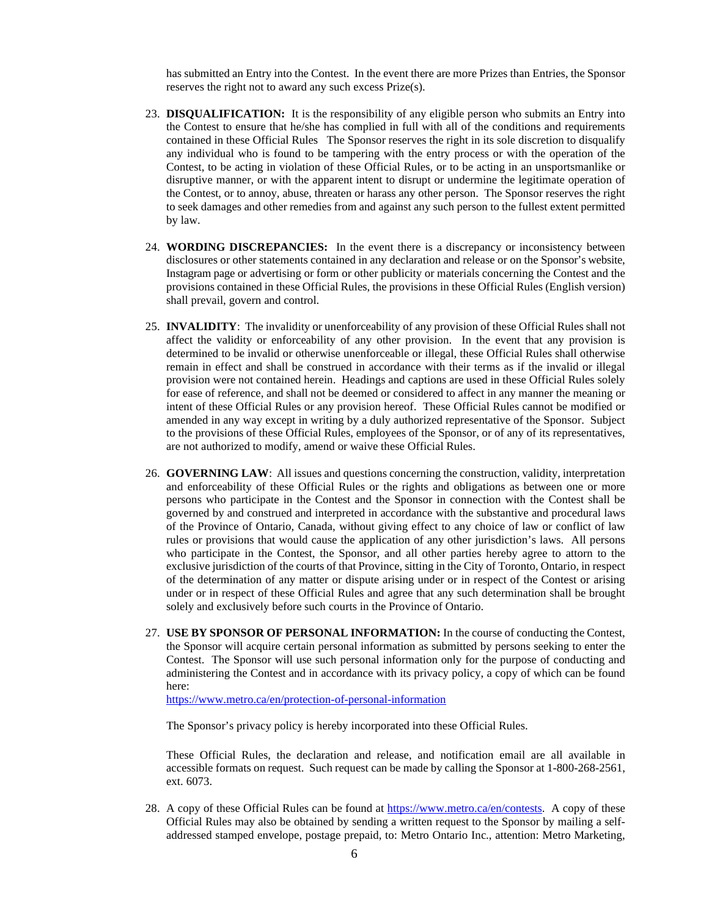has submitted an Entry into the Contest. In the event there are more Prizes than Entries, the Sponsor reserves the right not to award any such excess Prize(s).

23. **DISQUALIFICATION:** It is the responsibility of any eligible person who submits an Entry into the Contest to ensure that he/she has complied in full with all of the conditions and requirements contained in these Official Rules The Sponsor reserves the right in its sole discretion to disqualify any individual who is found to be tampering with the entry process or with the operation of the Contest, to be acting in violation of these Official Rules, or to be acting in an unsportsmanlike or disruptive manner, or with the apparent intent to disrupt or undermine the legitimate operation of the Contest, or to annoy, abuse, threaten or harass any other person. The Sponsor reserves the right to seek damages and other remedies from and against any such person to the fullest extent permitted by law.

24. **WORDING DISCREPANCIES:** In the event there is a discrepancy or inconsistency between disclosures or other statements contained in any declaration and release or on the Sponsor's website, Instagram page or advertising or form or other publicity or materials concerning the Contest and the provisions contained in these Official Rules, the provisions in these Official Rules (English version) shall prevail, govern and control.

25. **INVALIDITY**: The invalidity or unenforceability of any provision of these Official Rules shall not affect the validity or enforceability of any other provision. In the event that any provision is determined to be invalid or otherwise unenforceable or illegal, these Official Rules shall otherwise remain in effect and shall be construed in accordance with their terms as if the invalid or illegal provision were not contained herein. Headings and captions are used in these Official Rules solely for ease of reference, and shall not be deemed or considered to affect in any manner the meaning or intent of these Official Rules or any provision hereof. These Official Rules cannot be modified or amended in any way except in writing by a duly authorized representative of the Sponsor. Subject to the provisions of these Official Rules, employees of the Sponsor, or of any of its representatives, are not authorized to modify, amend or waive these Official Rules.

26. **GOVERNING LAW**: All issues and questions concerning the construction, validity, interpretation and enforceability of these Official Rules or the rights and obligations as between one or more persons who participate in the Contest and the Sponsor in connection with the Contest shall be governed by and construed and interpreted in accordance with the substantive and procedural laws of the Province of Ontario, Canada, without giving effect to any choice of law or conflict of law rules or provisions that would cause the application of any other jurisdiction's laws. All persons who participate in the Contest, the Sponsor, and all other parties hereby agree to attorn to the exclusive jurisdiction of the courts of that Province, sitting in the City of Toronto, Ontario, in respect of the determination of any matter or dispute arising under or in respect of the Contest or arising under or in respect of these Official Rules and agree that any such determination shall be brought solely and exclusively before such courts in the Province of Ontario.

27. **USE BY SPONSOR OF PERSONAL INFORMATION:** In the course of conducting the Contest, the Sponsor will acquire certain personal information as submitted by persons seeking to enter the Contest. The Sponsor will use such personal information only for the purpose of conducting and administering the Contest and in accordance with its privacy policy, a copy of which can be found here:
https://www.metro.ca/en/protection-of-personal-information

    The Sponsor's privacy policy is hereby incorporated into these Official Rules.

    These Official Rules, the declaration and release, and notification email are all available in accessible formats on request. Such request can be made by calling the Sponsor at 1-800-268-2561, ext. 6073.

28. A copy of these Official Rules can be found at https://www.metro.ca/en/contests. A copy of these Official Rules may also be obtained by sending a written request to the Sponsor by mailing a self-addressed stamped envelope, postage prepaid, to: Metro Ontario Inc., attention: Metro Marketing,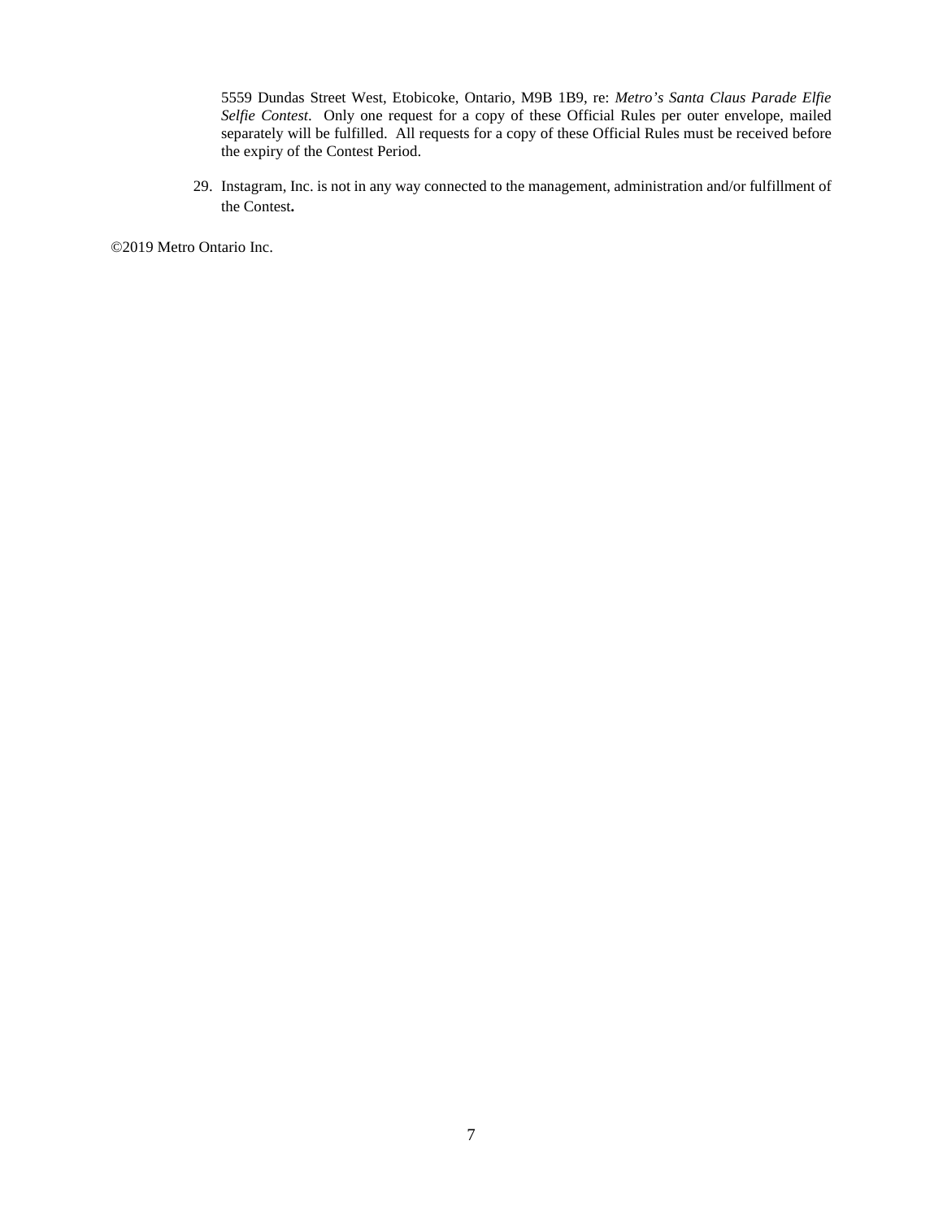5559 Dundas Street West, Etobicoke, Ontario, M9B 1B9, re: *Metro's Santa Claus Parade Elfie Selfie Contest*. Only one request for a copy of these Official Rules per outer envelope, mailed separately will be fulfilled. All requests for a copy of these Official Rules must be received before the expiry of the Contest Period.

29. Instagram, Inc. is not in any way connected to the management, administration and/or fulfillment of the Contest**.**

©2019 Metro Ontario Inc.